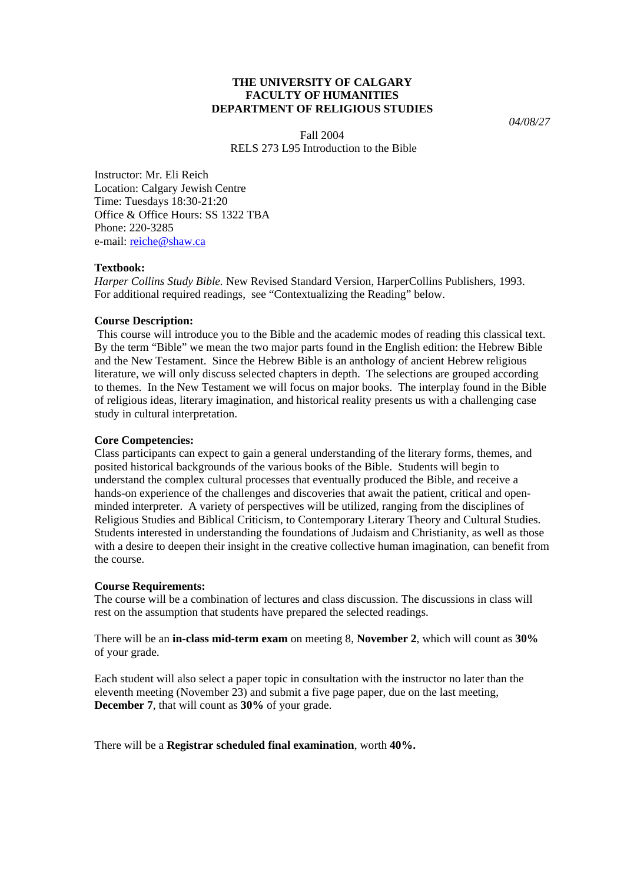**THE UNIVERSITY OF CALGARY**
**FACULTY OF HUMANITIES**
**DEPARTMENT OF RELIGIOUS STUDIES**

*04/08/27*

Fall 2004
RELS 273 L95 Introduction to the Bible

Instructor: Mr. Eli Reich
Location: Calgary Jewish Centre
Time: Tuesdays 18:30-21:20
Office & Office Hours: SS 1322 TBA
Phone: 220-3285
e-mail: reiche@shaw.ca

**Textbook:**
*Harper Collins Study Bible.* New Revised Standard Version, HarperCollins Publishers, 1993.
For additional required readings, see "Contextualizing the Reading" below.

**Course Description:**
This course will introduce you to the Bible and the academic modes of reading this classical text. By the term "Bible" we mean the two major parts found in the English edition: the Hebrew Bible and the New Testament. Since the Hebrew Bible is an anthology of ancient Hebrew religious literature, we will only discuss selected chapters in depth. The selections are grouped according to themes. In the New Testament we will focus on major books. The interplay found in the Bible of religious ideas, literary imagination, and historical reality presents us with a challenging case study in cultural interpretation.

**Core Competencies:**
Class participants can expect to gain a general understanding of the literary forms, themes, and posited historical backgrounds of the various books of the Bible. Students will begin to understand the complex cultural processes that eventually produced the Bible, and receive a hands-on experience of the challenges and discoveries that await the patient, critical and open-minded interpreter. A variety of perspectives will be utilized, ranging from the disciplines of Religious Studies and Biblical Criticism, to Contemporary Literary Theory and Cultural Studies. Students interested in understanding the foundations of Judaism and Christianity, as well as those with a desire to deepen their insight in the creative collective human imagination, can benefit from the course.

**Course Requirements:**
The course will be a combination of lectures and class discussion. The discussions in class will rest on the assumption that students have prepared the selected readings.

There will be an **in-class mid-term exam** on meeting 8, **November 2**, which will count as **30%** of your grade.

Each student will also select a paper topic in consultation with the instructor no later than the eleventh meeting (November 23) and submit a five page paper, due on the last meeting, **December 7**, that will count as **30%** of your grade.

There will be a **Registrar scheduled final examination**, worth **40%.**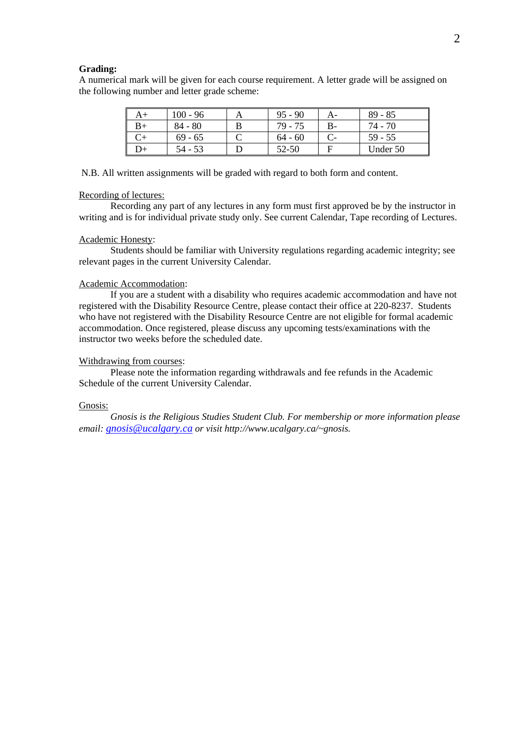**Grading:**

A numerical mark will be given for each course requirement. A letter grade will be assigned on the following number and letter grade scheme:

| A+ | 100 - 96 | A | 95 - 90 | A- | 89 - 85 |
|---|---|---|---|---|---|
| B+ | 84 - 80 | B | 79 - 75 | B- | 74 - 70 |
| C+ | 69 - 65 | C | 64 - 60 | C- | 59 - 55 |
| D+ | 54 - 53 | D | 52-50 | F | Under 50 |

N.B. All written assignments will be graded with regard to both form and content.

Recording of lectures:

Recording any part of any lectures in any form must first approved be by the instructor in writing and is for individual private study only. See current Calendar, Tape recording of Lectures.

Academic Honesty:

Students should be familiar with University regulations regarding academic integrity; see relevant pages in the current University Calendar.

Academic Accommodation:

If you are a student with a disability who requires academic accommodation and have not registered with the Disability Resource Centre, please contact their office at 220-8237. Students who have not registered with the Disability Resource Centre are not eligible for formal academic accommodation. Once registered, please discuss any upcoming tests/examinations with the instructor two weeks before the scheduled date.

Withdrawing from courses:

Please note the information regarding withdrawals and fee refunds in the Academic Schedule of the current University Calendar.

Gnosis:

*Gnosis is the Religious Studies Student Club. For membership or more information please email: gnosis@ucalgary.ca or visit http://www.ucalgary.ca/~gnosis.*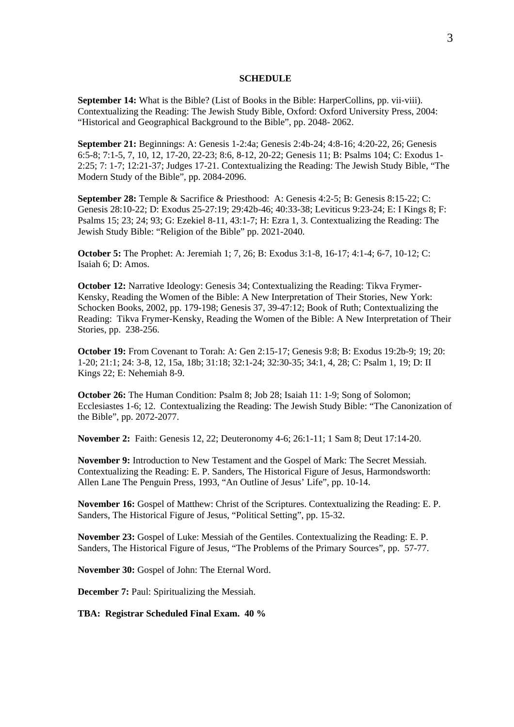## SCHEDULE

**September 14:** What is the Bible? (List of Books in the Bible: HarperCollins, pp. vii-viii). Contextualizing the Reading: The Jewish Study Bible, Oxford: Oxford University Press, 2004: "Historical and Geographical Background to the Bible", pp. 2048- 2062.

**September 21:** Beginnings: A: Genesis 1-2:4a; Genesis 2:4b-24; 4:8-16; 4:20-22, 26; Genesis 6:5-8; 7:1-5, 7, 10, 12, 17-20, 22-23; 8:6, 8-12, 20-22; Genesis 11; B: Psalms 104; C: Exodus 1-2:25; 7: 1-7; 12:21-37; Judges 17-21. Contextualizing the Reading: The Jewish Study Bible, "The Modern Study of the Bible", pp. 2084-2096.

**September 28:** Temple & Sacrifice & Priesthood: A: Genesis 4:2-5; B: Genesis 8:15-22; C: Genesis 28:10-22; D: Exodus 25-27:19; 29:42b-46; 40:33-38; Leviticus 9:23-24; E: I Kings 8; F: Psalms 15; 23; 24; 93; G: Ezekiel 8-11, 43:1-7; H: Ezra 1, 3. Contextualizing the Reading: The Jewish Study Bible: "Religion of the Bible" pp. 2021-2040.

**October 5:** The Prophet: A: Jeremiah 1; 7, 26; B: Exodus 3:1-8, 16-17; 4:1-4; 6-7, 10-12; C: Isaiah 6; D: Amos.

**October 12:** Narrative Ideology: Genesis 34; Contextualizing the Reading: Tikva Frymer-Kensky, Reading the Women of the Bible: A New Interpretation of Their Stories, New York: Schocken Books, 2002, pp. 179-198; Genesis 37, 39-47:12; Book of Ruth; Contextualizing the Reading: Tikva Frymer-Kensky, Reading the Women of the Bible: A New Interpretation of Their Stories, pp. 238-256.

**October 19:** From Covenant to Torah: A: Gen 2:15-17; Genesis 9:8; B: Exodus 19:2b-9; 19; 20: 1-20; 21:1; 24: 3-8, 12, 15a, 18b; 31:18; 32:1-24; 32:30-35; 34:1, 4, 28; C: Psalm 1, 19; D: II Kings 22; E: Nehemiah 8-9.

**October 26:** The Human Condition: Psalm 8; Job 28; Isaiah 11: 1-9; Song of Solomon; Ecclesiastes 1-6; 12. Contextualizing the Reading: The Jewish Study Bible: "The Canonization of the Bible", pp. 2072-2077.

**November 2:** Faith: Genesis 12, 22; Deuteronomy 4-6; 26:1-11; 1 Sam 8; Deut 17:14-20.

**November 9:** Introduction to New Testament and the Gospel of Mark: The Secret Messiah. Contextualizing the Reading: E. P. Sanders, The Historical Figure of Jesus, Harmondsworth: Allen Lane The Penguin Press, 1993, "An Outline of Jesus' Life", pp. 10-14.

**November 16:** Gospel of Matthew: Christ of the Scriptures. Contextualizing the Reading: E. P. Sanders, The Historical Figure of Jesus, "Political Setting", pp. 15-32.

**November 23:** Gospel of Luke: Messiah of the Gentiles. Contextualizing the Reading: E. P. Sanders, The Historical Figure of Jesus, "The Problems of the Primary Sources", pp. 57-77.

**November 30:** Gospel of John: The Eternal Word.

**December 7:** Paul: Spiritualizing the Messiah.

**TBA: Registrar Scheduled Final Exam. 40 %**